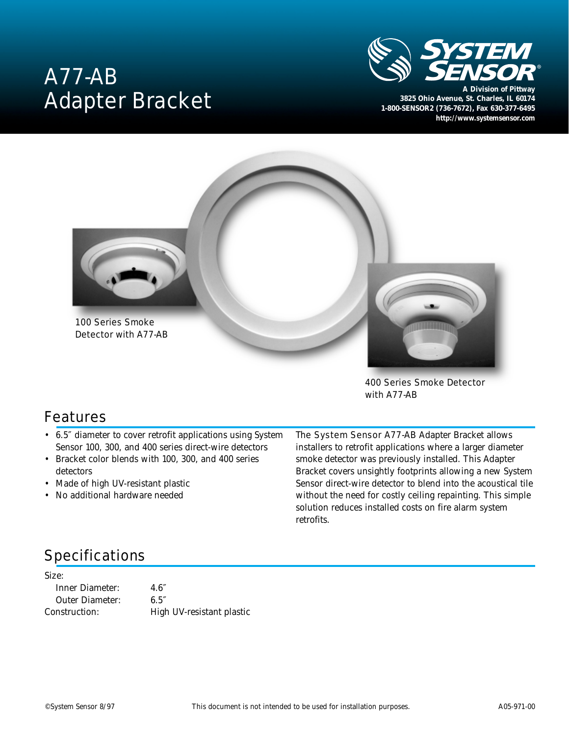# A77-AB Adapter Bracket

**SYSTEM SENSOR®**

**A Division of Pittway**
**3825 Ohio Avenue, St. Charles, IL 60174**
**1-800-SENSOR2 (736-7672), Fax 630-377-6495**
**http://www.systemsensor.com**

100 Series Smoke Detector with A77-AB

400 Series Smoke Detector with A77-AB

## Features

- 6.5″ diameter to cover retrofit applications using System Sensor 100, 300, and 400 series direct-wire detectors
- Bracket color blends with 100, 300, and 400 series detectors
- Made of high UV-resistant plastic
- No additional hardware needed

The System Sensor A77-AB Adapter Bracket allows installers to retrofit applications where a larger diameter smoke detector was previously installed. This Adapter Bracket covers unsightly footprints allowing a new System Sensor direct-wire detector to blend into the acoustical tile without the need for costly ceiling repainting. This simple solution reduces installed costs on fire alarm system retrofits.

## Specifications

Size:

| | |
|---|---|
| Inner Diameter: | 4.6″ |
| Outer Diameter: | 6.5″ |
| Construction: | High UV-resistant plastic |

©System Sensor 8/97 — This document is not intended to be used for installation purposes. — A05-971-00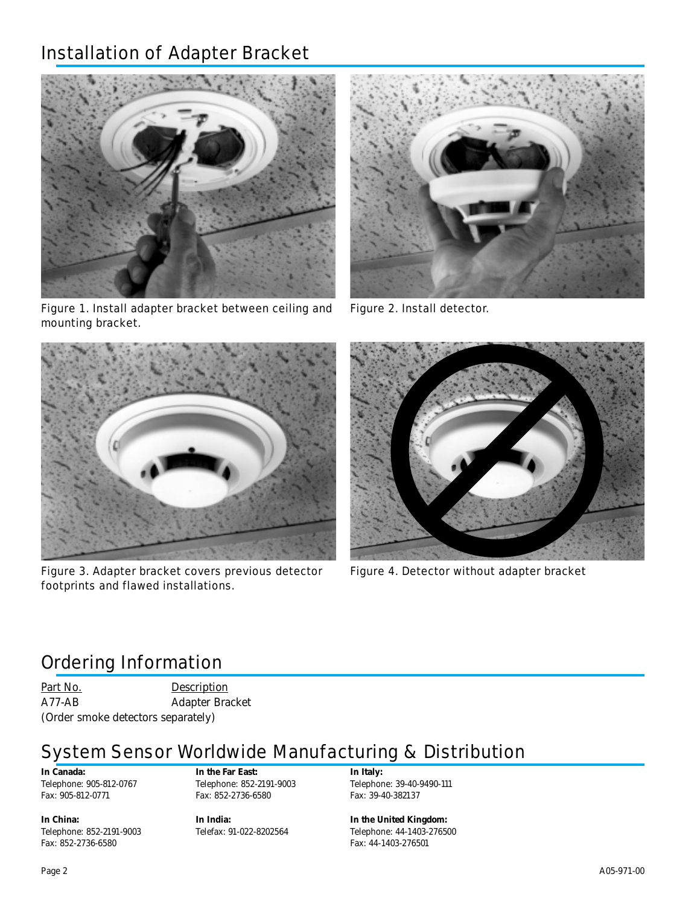## Installation of Adapter Bracket

Figure 1. Install adapter bracket between ceiling and mounting bracket.

Figure 2. Install detector.

Figure 3. Adapter bracket covers previous detector footprints and flawed installations.

Figure 4. Detector without adapter bracket

## Ordering Information

| Part No. | Description |
|---|---|
| A77-AB | Adapter Bracket |

(Order smoke detectors separately)

## System Sensor Worldwide Manufacturing & Distribution

**In Canada:**
Telephone: 905-812-0767
Fax: 905-812-0771

**In China:**
Telephone: 852-2191-9003
Fax: 852-2736-6580

**In the Far East:**
Telephone: 852-2191-9003
Fax: 852-2736-6580

**In India:**
Telefax: 91-022-8202564

**In Italy:**
Telephone: 39-40-9490-111
Fax: 39-40-382137

**In the United Kingdom:**
Telephone: 44-1403-276500
Fax: 44-1403-276501

A05-971-00